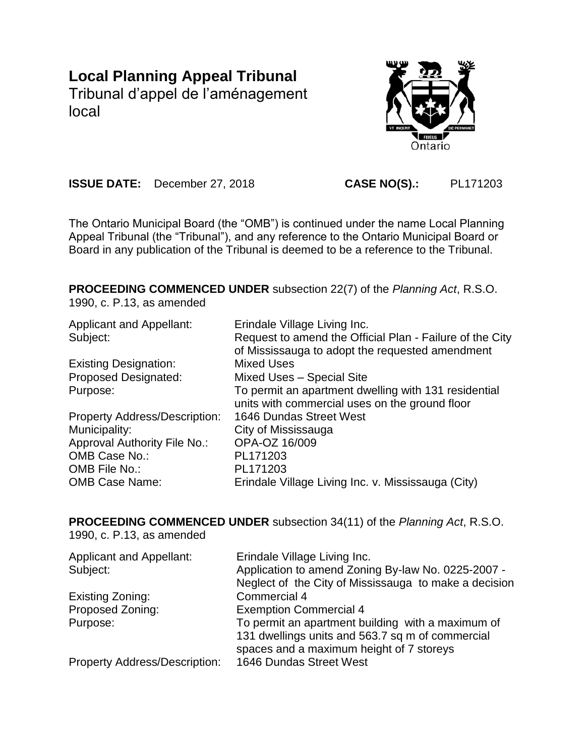# Local Planning Appeal Tribunal

Tribunal d'appel de l'aménagement local

**ISSUE DATE:** December 27, 2018 **CASE NO(S).:** PL171203

The Ontario Municipal Board (the "OMB") is continued under the name Local Planning Appeal Tribunal (the "Tribunal"), and any reference to the Ontario Municipal Board or Board in any publication of the Tribunal is deemed to be a reference to the Tribunal.

**PROCEEDING COMMENCED UNDER** subsection 22(7) of the *Planning Act*, R.S.O. 1990, c. P.13, as amended

| | |
|---|---|
| Applicant and Appellant: | Erindale Village Living Inc. |
| Subject: | Request to amend the Official Plan - Failure of the City of Mississauga to adopt the requested amendment |
| Existing Designation: | Mixed Uses |
| Proposed Designated: | Mixed Uses – Special Site |
| Purpose: | To permit an apartment dwelling with 131 residential units with commercial uses on the ground floor |
| Property Address/Description: | 1646 Dundas Street West |
| Municipality: | City of Mississauga |
| Approval Authority File No.: | OPA-OZ 16/009 |
| OMB Case No.: | PL171203 |
| OMB File No.: | PL171203 |
| OMB Case Name: | Erindale Village Living Inc. v. Mississauga (City) |

**PROCEEDING COMMENCED UNDER** subsection 34(11) of the *Planning Act*, R.S.O. 1990, c. P.13, as amended

| | |
|---|---|
| Applicant and Appellant: | Erindale Village Living Inc. |
| Subject: | Application to amend Zoning By-law No. 0225-2007 - Neglect of the City of Mississauga to make a decision |
| Existing Zoning: | Commercial 4 |
| Proposed Zoning: | Exemption Commercial 4 |
| Purpose: | To permit an apartment building with a maximum of 131 dwellings units and 563.7 sq m of commercial spaces and a maximum height of 7 storeys |
| Property Address/Description: | 1646 Dundas Street West |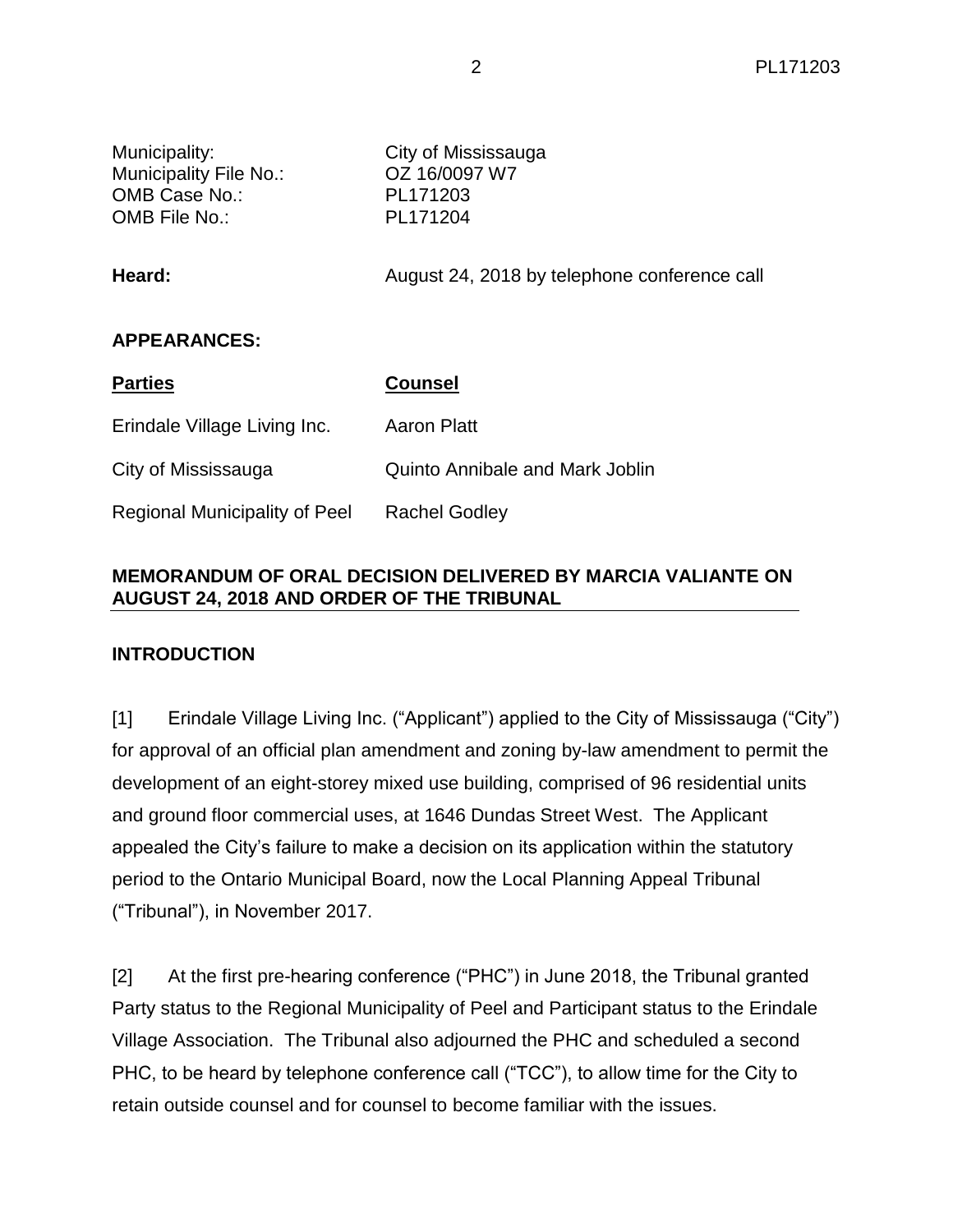Municipality: City of Mississauga
Municipality File No.: OZ 16/0097 W7
OMB Case No.: PL171203
OMB File No.: PL171204

**Heard:** August 24, 2018 by telephone conference call

**APPEARANCES:**

| **Parties** | **Counsel** |
|---|---|
| Erindale Village Living Inc. | Aaron Platt |
| City of Mississauga | Quinto Annibale and Mark Joblin |
| Regional Municipality of Peel | Rachel Godley |

**MEMORANDUM OF ORAL DECISION DELIVERED BY MARCIA VALIANTE ON AUGUST 24, 2018 AND ORDER OF THE TRIBUNAL**

**INTRODUCTION**

[1] Erindale Village Living Inc. ("Applicant") applied to the City of Mississauga ("City") for approval of an official plan amendment and zoning by-law amendment to permit the development of an eight-storey mixed use building, comprised of 96 residential units and ground floor commercial uses, at 1646 Dundas Street West. The Applicant appealed the City's failure to make a decision on its application within the statutory period to the Ontario Municipal Board, now the Local Planning Appeal Tribunal ("Tribunal"), in November 2017.

[2] At the first pre-hearing conference ("PHC") in June 2018, the Tribunal granted Party status to the Regional Municipality of Peel and Participant status to the Erindale Village Association. The Tribunal also adjourned the PHC and scheduled a second PHC, to be heard by telephone conference call ("TCC"), to allow time for the City to retain outside counsel and for counsel to become familiar with the issues.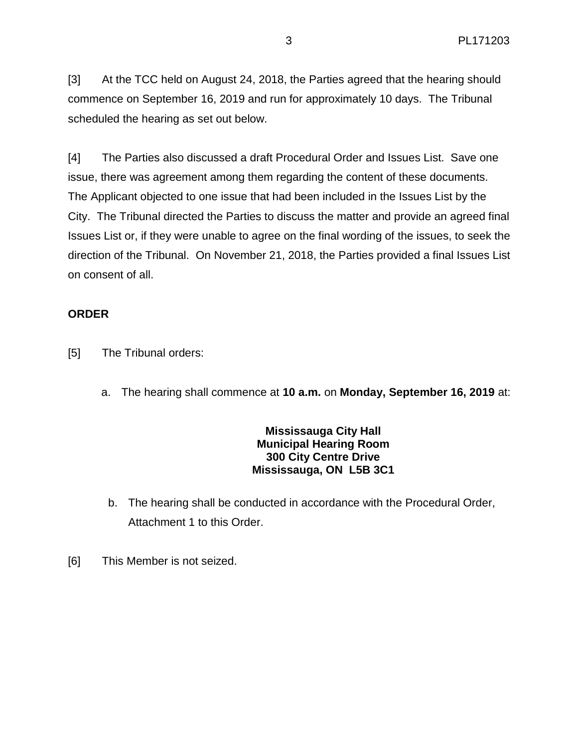[3] At the TCC held on August 24, 2018, the Parties agreed that the hearing should commence on September 16, 2019 and run for approximately 10 days. The Tribunal scheduled the hearing as set out below.

[4] The Parties also discussed a draft Procedural Order and Issues List. Save one issue, there was agreement among them regarding the content of these documents. The Applicant objected to one issue that had been included in the Issues List by the City. The Tribunal directed the Parties to discuss the matter and provide an agreed final Issues List or, if they were unable to agree on the final wording of the issues, to seek the direction of the Tribunal. On November 21, 2018, the Parties provided a final Issues List on consent of all.

## ORDER

[5] The Tribunal orders:

a. The hearing shall commence at **10 a.m.** on **Monday, September 16, 2019** at:

**Mississauga City Hall**
**Municipal Hearing Room**
**300 City Centre Drive**
**Mississauga, ON L5B 3C1**

b. The hearing shall be conducted in accordance with the Procedural Order, Attachment 1 to this Order.

[6] This Member is not seized.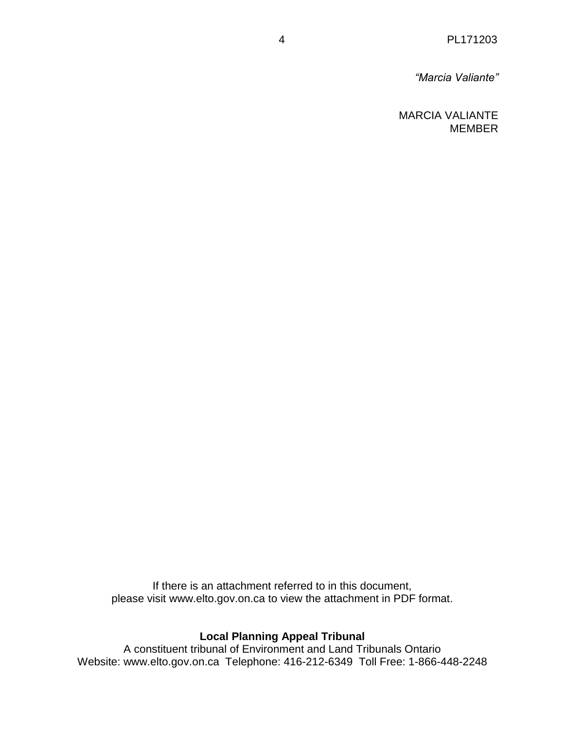*"Marcia Valiante"*

MARCIA VALIANTE
MEMBER

If there is an attachment referred to in this document,
please visit www.elto.gov.on.ca to view the attachment in PDF format.

**Local Planning Appeal Tribunal**
A constituent tribunal of Environment and Land Tribunals Ontario
Website: www.elto.gov.on.ca  Telephone: 416-212-6349  Toll Free: 1-866-448-2248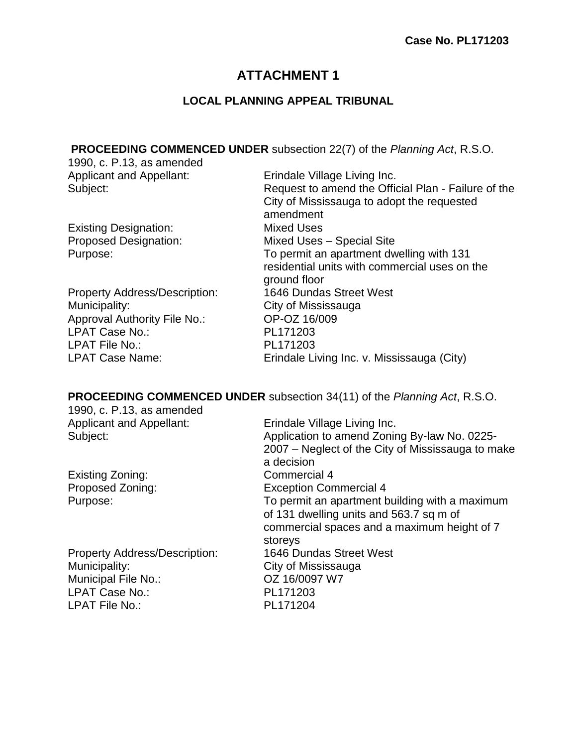**Case No. PL171203**

# ATTACHMENT 1

## LOCAL PLANNING APPEAL TRIBUNAL

**PROCEEDING COMMENCED UNDER** subsection 22(7) of the *Planning Act*, R.S.O. 1990, c. P.13, as amended

| | |
|---|---|
| Applicant and Appellant: | Erindale Village Living Inc. |
| Subject: | Request to amend the Official Plan - Failure of the City of Mississauga to adopt the requested amendment |
| Existing Designation: | Mixed Uses |
| Proposed Designation: | Mixed Uses – Special Site |
| Purpose: | To permit an apartment dwelling with 131 residential units with commercial uses on the ground floor |
| Property Address/Description: | 1646 Dundas Street West |
| Municipality: | City of Mississauga |
| Approval Authority File No.: | OP-OZ 16/009 |
| LPAT Case No.: | PL171203 |
| LPAT File No.: | PL171203 |
| LPAT Case Name: | Erindale Living Inc. v. Mississauga (City) |

**PROCEEDING COMMENCED UNDER** subsection 34(11) of the *Planning Act*, R.S.O. 1990, c. P.13, as amended

| | |
|---|---|
| Applicant and Appellant: | Erindale Village Living Inc. |
| Subject: | Application to amend Zoning By-law No. 0225-2007 – Neglect of the City of Mississauga to make a decision |
| Existing Zoning: | Commercial 4 |
| Proposed Zoning: | Exception Commercial 4 |
| Purpose: | To permit an apartment building with a maximum of 131 dwelling units and 563.7 sq m of commercial spaces and a maximum height of 7 storeys |
| Property Address/Description: | 1646 Dundas Street West |
| Municipality: | City of Mississauga |
| Municipal File No.: | OZ 16/0097 W7 |
| LPAT Case No.: | PL171203 |
| LPAT File No.: | PL171204 |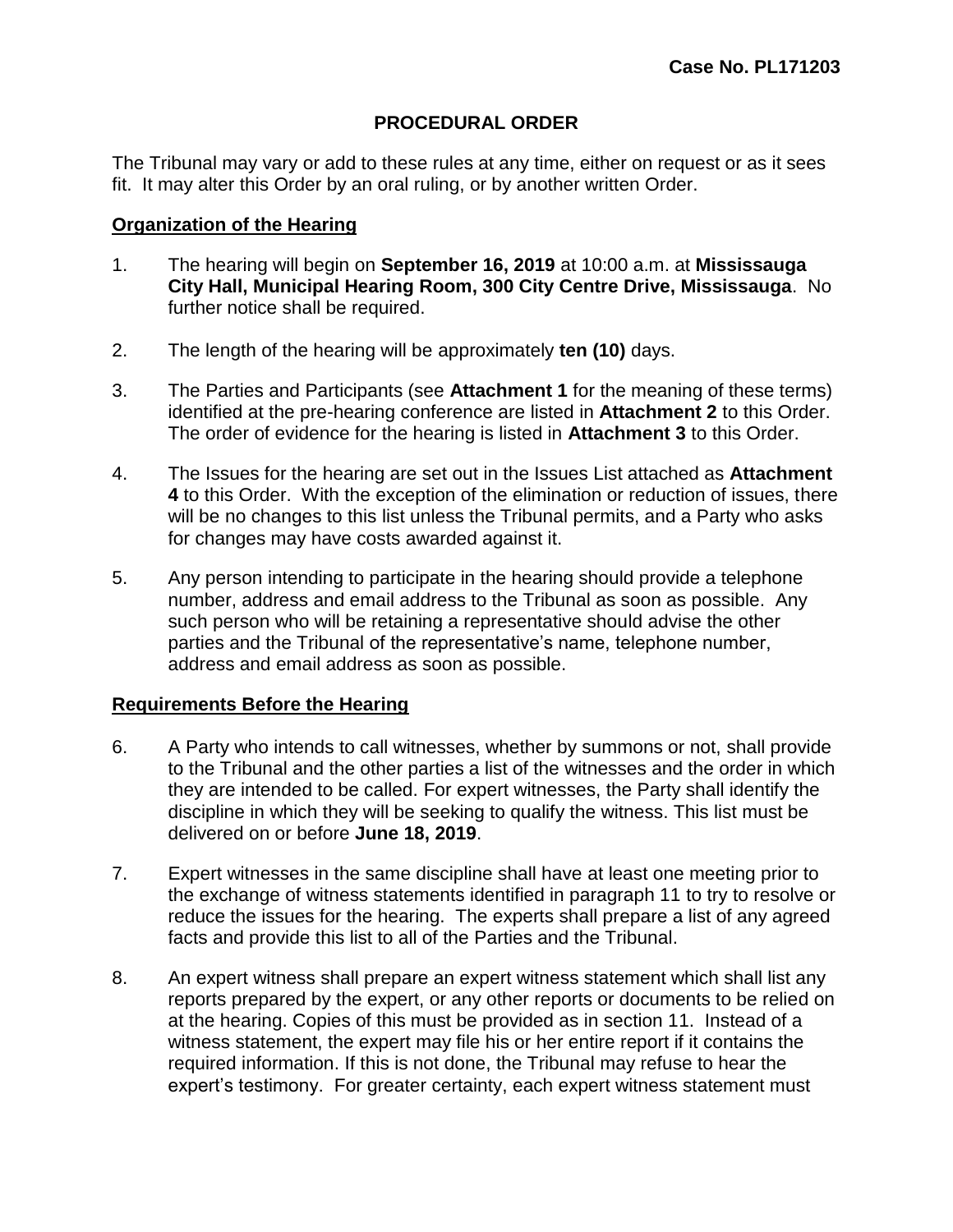**Case No. PL171203**

## PROCEDURAL ORDER

The Tribunal may vary or add to these rules at any time, either on request or as it sees fit. It may alter this Order by an oral ruling, or by another written Order.

### Organization of the Hearing

1. The hearing will begin on **September 16, 2019** at 10:00 a.m. at **Mississauga City Hall, Municipal Hearing Room, 300 City Centre Drive, Mississauga**. No further notice shall be required.

2. The length of the hearing will be approximately **ten (10)** days.

3. The Parties and Participants (see **Attachment 1** for the meaning of these terms) identified at the pre-hearing conference are listed in **Attachment 2** to this Order. The order of evidence for the hearing is listed in **Attachment 3** to this Order.

4. The Issues for the hearing are set out in the Issues List attached as **Attachment 4** to this Order. With the exception of the elimination or reduction of issues, there will be no changes to this list unless the Tribunal permits, and a Party who asks for changes may have costs awarded against it.

5. Any person intending to participate in the hearing should provide a telephone number, address and email address to the Tribunal as soon as possible. Any such person who will be retaining a representative should advise the other parties and the Tribunal of the representative's name, telephone number, address and email address as soon as possible.

### Requirements Before the Hearing

6. A Party who intends to call witnesses, whether by summons or not, shall provide to the Tribunal and the other parties a list of the witnesses and the order in which they are intended to be called. For expert witnesses, the Party shall identify the discipline in which they will be seeking to qualify the witness. This list must be delivered on or before **June 18, 2019**.

7. Expert witnesses in the same discipline shall have at least one meeting prior to the exchange of witness statements identified in paragraph 11 to try to resolve or reduce the issues for the hearing. The experts shall prepare a list of any agreed facts and provide this list to all of the Parties and the Tribunal.

8. An expert witness shall prepare an expert witness statement which shall list any reports prepared by the expert, or any other reports or documents to be relied on at the hearing. Copies of this must be provided as in section 11. Instead of a witness statement, the expert may file his or her entire report if it contains the required information. If this is not done, the Tribunal may refuse to hear the expert's testimony. For greater certainty, each expert witness statement must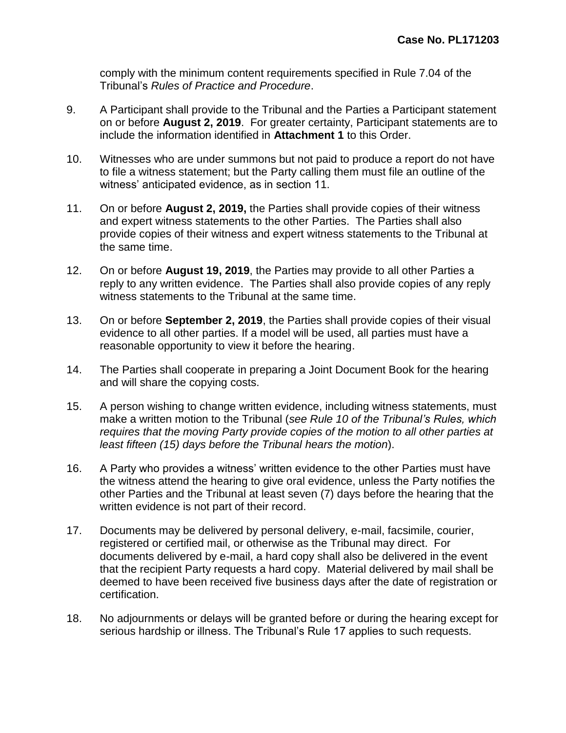comply with the minimum content requirements specified in Rule 7.04 of the Tribunal's *Rules of Practice and Procedure*.

9. A Participant shall provide to the Tribunal and the Parties a Participant statement on or before **August 2, 2019**. For greater certainty, Participant statements are to include the information identified in **Attachment 1** to this Order.

10. Witnesses who are under summons but not paid to produce a report do not have to file a witness statement; but the Party calling them must file an outline of the witness' anticipated evidence, as in section 11.

11. On or before **August 2, 2019,** the Parties shall provide copies of their witness and expert witness statements to the other Parties. The Parties shall also provide copies of their witness and expert witness statements to the Tribunal at the same time.

12. On or before **August 19, 2019**, the Parties may provide to all other Parties a reply to any written evidence. The Parties shall also provide copies of any reply witness statements to the Tribunal at the same time.

13. On or before **September 2, 2019**, the Parties shall provide copies of their visual evidence to all other parties. If a model will be used, all parties must have a reasonable opportunity to view it before the hearing.

14. The Parties shall cooperate in preparing a Joint Document Book for the hearing and will share the copying costs.

15. A person wishing to change written evidence, including witness statements, must make a written motion to the Tribunal (*see Rule 10 of the Tribunal's Rules, which requires that the moving Party provide copies of the motion to all other parties at least fifteen (15) days before the Tribunal hears the motion*).

16. A Party who provides a witness' written evidence to the other Parties must have the witness attend the hearing to give oral evidence, unless the Party notifies the other Parties and the Tribunal at least seven (7) days before the hearing that the written evidence is not part of their record.

17. Documents may be delivered by personal delivery, e-mail, facsimile, courier, registered or certified mail, or otherwise as the Tribunal may direct. For documents delivered by e-mail, a hard copy shall also be delivered in the event that the recipient Party requests a hard copy. Material delivered by mail shall be deemed to have been received five business days after the date of registration or certification.

18. No adjournments or delays will be granted before or during the hearing except for serious hardship or illness. The Tribunal's Rule 17 applies to such requests.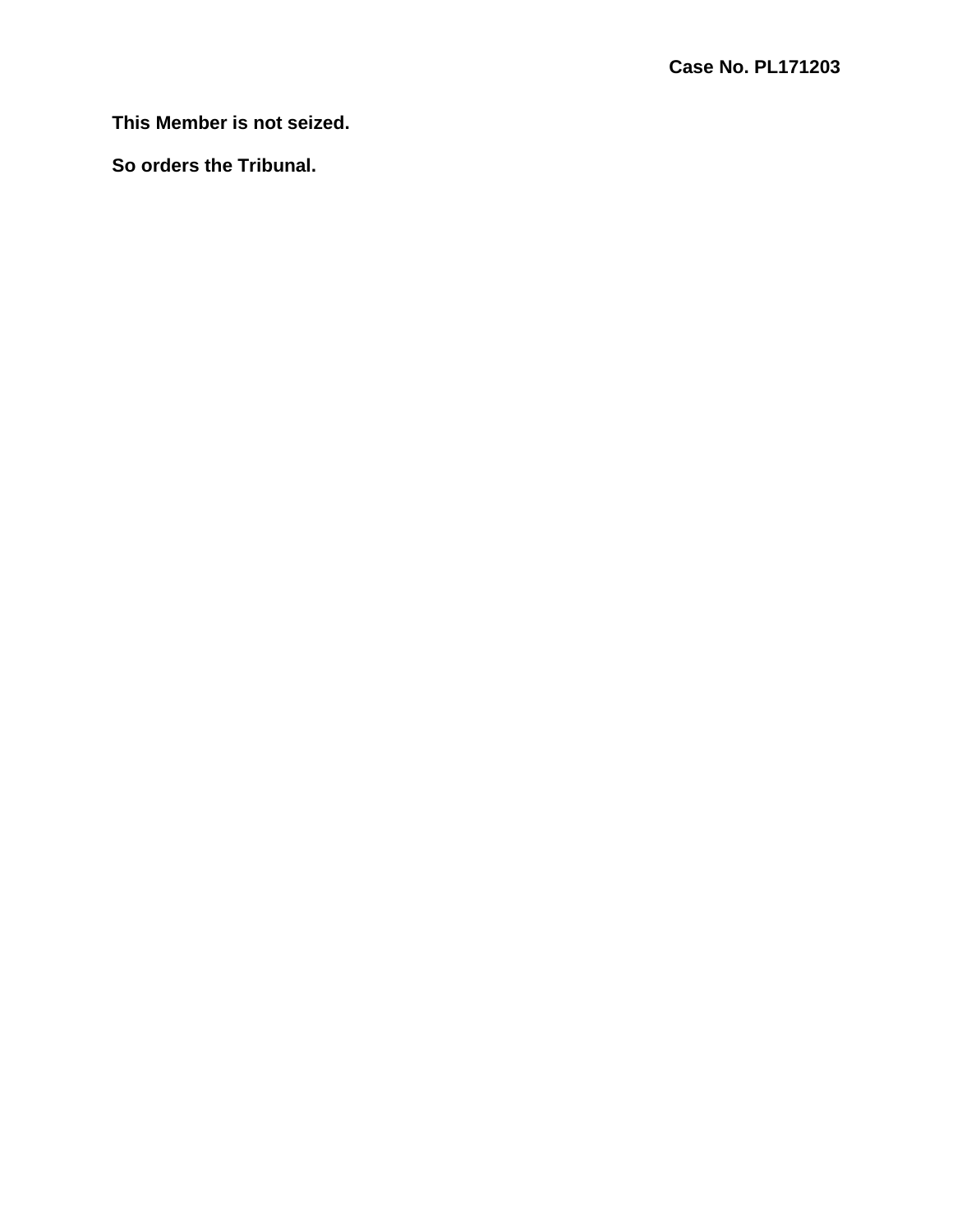**This Member is not seized.**

**So orders the Tribunal.**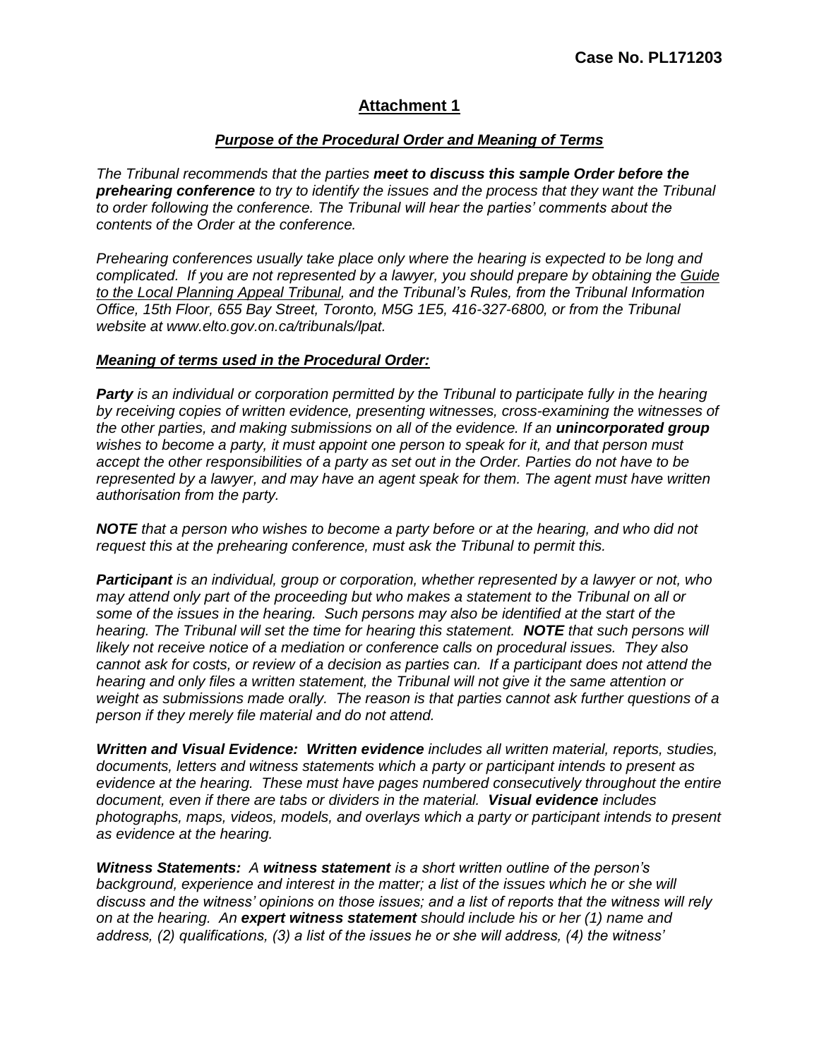**Case No. PL171203**

## Attachment 1

### *Purpose of the Procedural Order and Meaning of Terms*

*The Tribunal recommends that the parties **meet to discuss this sample Order before the prehearing conference** to try to identify the issues and the process that they want the Tribunal to order following the conference. The Tribunal will hear the parties' comments about the contents of the Order at the conference.*

*Prehearing conferences usually take place only where the hearing is expected to be long and complicated. If you are not represented by a lawyer, you should prepare by obtaining the Guide to the Local Planning Appeal Tribunal, and the Tribunal's Rules, from the Tribunal Information Office, 15th Floor, 655 Bay Street, Toronto, M5G 1E5, 416-327-6800, or from the Tribunal website at www.elto.gov.on.ca/tribunals/lpat.*

***Meaning of terms used in the Procedural Order:***

***Party** is an individual or corporation permitted by the Tribunal to participate fully in the hearing by receiving copies of written evidence, presenting witnesses, cross-examining the witnesses of the other parties, and making submissions on all of the evidence. If an **unincorporated group** wishes to become a party, it must appoint one person to speak for it, and that person must accept the other responsibilities of a party as set out in the Order. Parties do not have to be represented by a lawyer, and may have an agent speak for them. The agent must have written authorisation from the party.*

***NOTE** that a person who wishes to become a party before or at the hearing, and who did not request this at the prehearing conference, must ask the Tribunal to permit this.*

***Participant** is an individual, group or corporation, whether represented by a lawyer or not, who may attend only part of the proceeding but who makes a statement to the Tribunal on all or some of the issues in the hearing. Such persons may also be identified at the start of the hearing. The Tribunal will set the time for hearing this statement. **NOTE** that such persons will likely not receive notice of a mediation or conference calls on procedural issues. They also cannot ask for costs, or review of a decision as parties can. If a participant does not attend the hearing and only files a written statement, the Tribunal will not give it the same attention or weight as submissions made orally. The reason is that parties cannot ask further questions of a person if they merely file material and do not attend.*

***Written and Visual Evidence: Written evidence** includes all written material, reports, studies, documents, letters and witness statements which a party or participant intends to present as evidence at the hearing. These must have pages numbered consecutively throughout the entire document, even if there are tabs or dividers in the material. **Visual evidence** includes photographs, maps, videos, models, and overlays which a party or participant intends to present as evidence at the hearing.*

***Witness Statements:** A **witness statement** is a short written outline of the person's background, experience and interest in the matter; a list of the issues which he or she will discuss and the witness' opinions on those issues; and a list of reports that the witness will rely on at the hearing. An **expert witness statement** should include his or her (1) name and address, (2) qualifications, (3) a list of the issues he or she will address, (4) the witness'*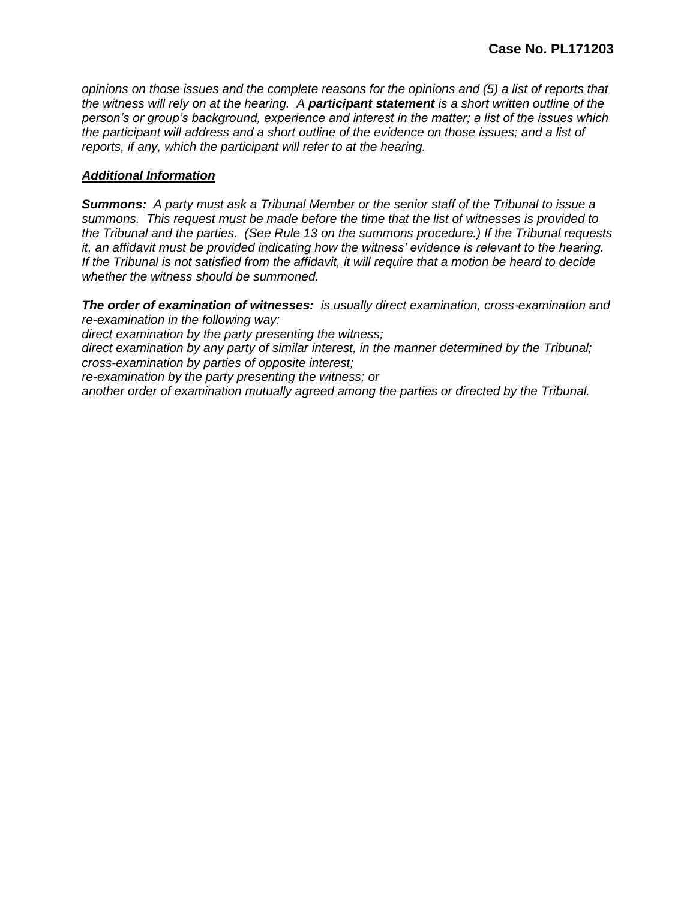*opinions on those issues and the complete reasons for the opinions and (5) a list of reports that the witness will rely on at the hearing. A **participant statement** is a short written outline of the person's or group's background, experience and interest in the matter; a list of the issues which the participant will address and a short outline of the evidence on those issues; and a list of reports, if any, which the participant will refer to at the hearing.*

***Additional Information***

***Summons:** A party must ask a Tribunal Member or the senior staff of the Tribunal to issue a summons. This request must be made before the time that the list of witnesses is provided to the Tribunal and the parties. (See Rule 13 on the summons procedure.) If the Tribunal requests it, an affidavit must be provided indicating how the witness' evidence is relevant to the hearing. If the Tribunal is not satisfied from the affidavit, it will require that a motion be heard to decide whether the witness should be summoned.*

***The order of examination of witnesses:** is usually direct examination, cross-examination and re-examination in the following way:*
*direct examination by the party presenting the witness;*
*direct examination by any party of similar interest, in the manner determined by the Tribunal;*
*cross-examination by parties of opposite interest;*
*re-examination by the party presenting the witness; or*
*another order of examination mutually agreed among the parties or directed by the Tribunal.*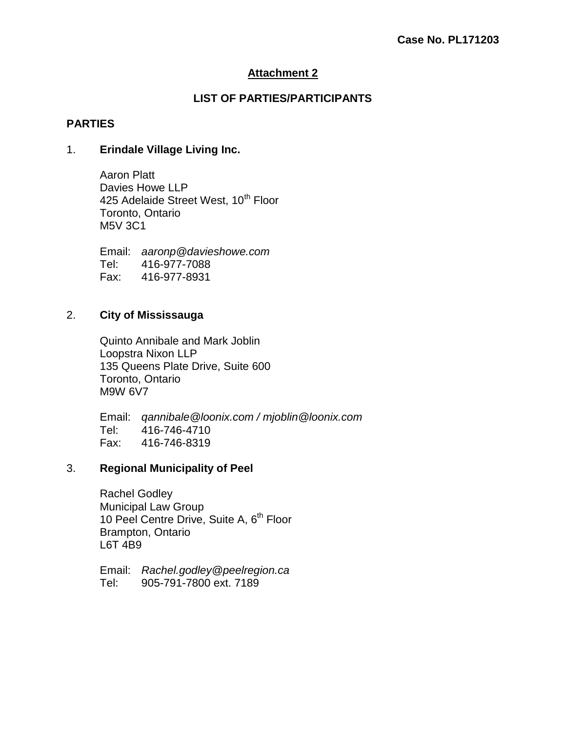**Case No. PL171203**

## Attachment 2

### LIST OF PARTIES/PARTICIPANTS

### PARTIES

1. **Erindale Village Living Inc.**

   Aaron Platt
   Davies Howe LLP
   425 Adelaide Street West, 10th Floor
   Toronto, Ontario
   M5V 3C1

   Email: *aaronp@davieshowe.com*
   Tel: 416-977-7088
   Fax: 416-977-8931

2. **City of Mississauga**

   Quinto Annibale and Mark Joblin
   Loopstra Nixon LLP
   135 Queens Plate Drive, Suite 600
   Toronto, Ontario
   M9W 6V7

   Email: *qannibale@loonix.com / mjoblin@loonix.com*
   Tel: 416-746-4710
   Fax: 416-746-8319

3. **Regional Municipality of Peel**

   Rachel Godley
   Municipal Law Group
   10 Peel Centre Drive, Suite A, 6th Floor
   Brampton, Ontario
   L6T 4B9

   Email: *Rachel.godley@peelregion.ca*
   Tel: 905-791-7800 ext. 7189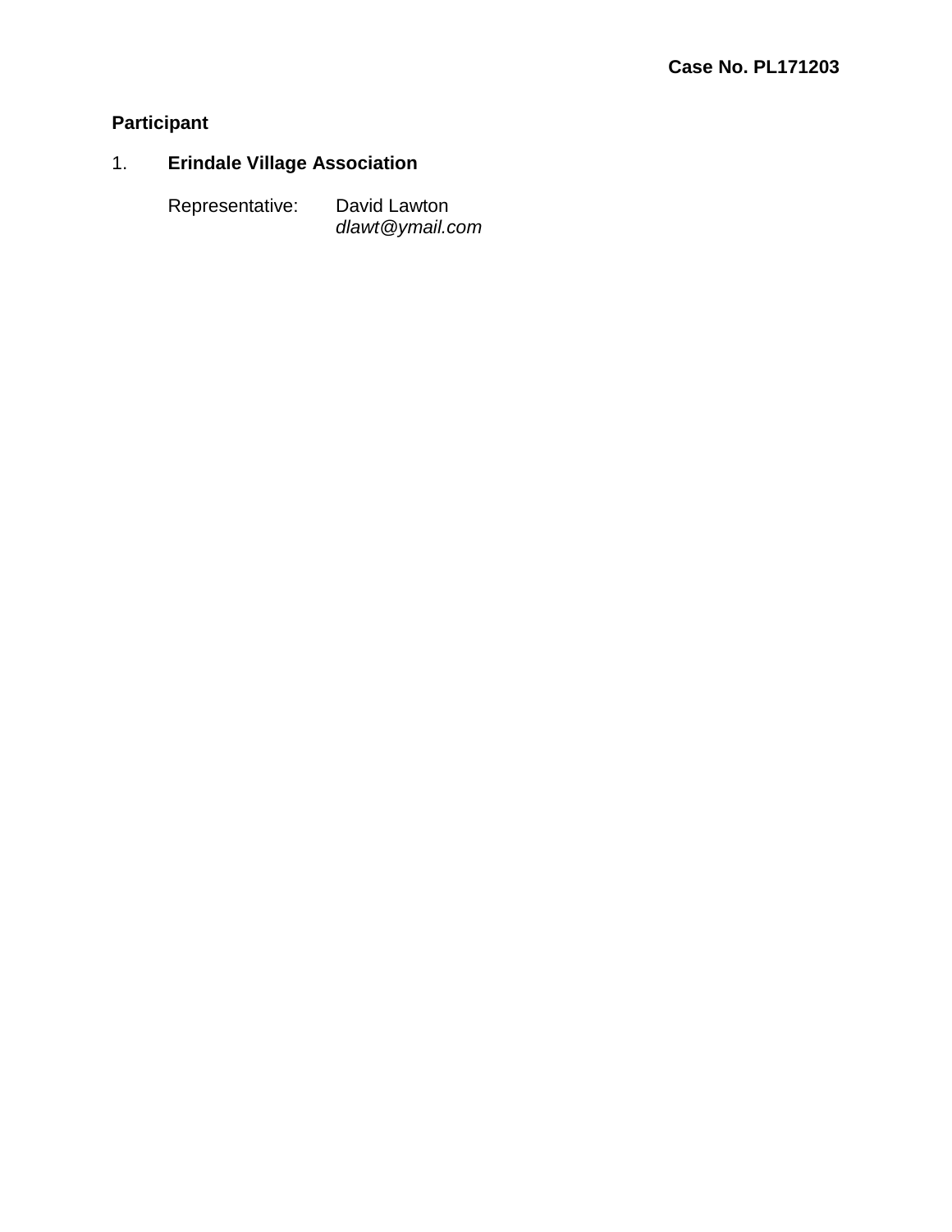**Case No. PL171203**

**Participant**

1. **Erindale Village Association**

   Representative: David Lawton
   *dlawt@ymail.com*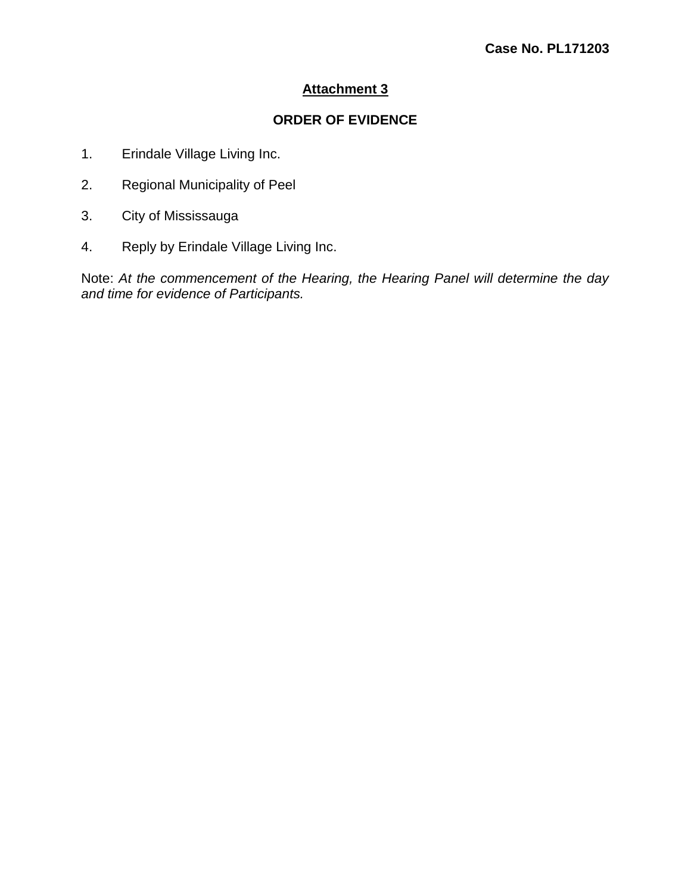**Case No. PL171203**

## Attachment 3

## ORDER OF EVIDENCE

1. Erindale Village Living Inc.

2. Regional Municipality of Peel

3. City of Mississauga

4. Reply by Erindale Village Living Inc.

Note: *At the commencement of the Hearing, the Hearing Panel will determine the day and time for evidence of Participants.*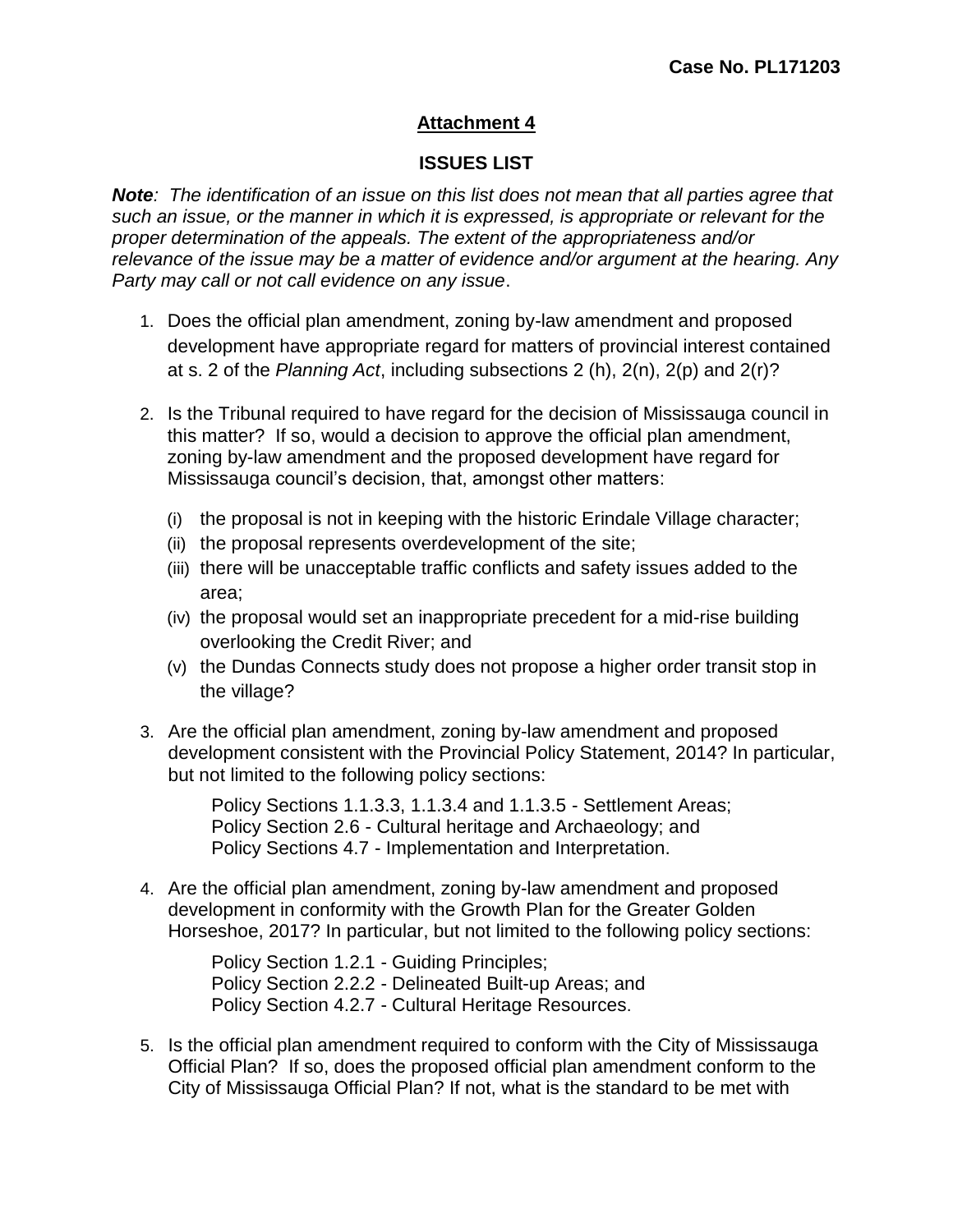**Case No. PL171203**

## Attachment 4

## ISSUES LIST

***Note**: The identification of an issue on this list does not mean that all parties agree that such an issue, or the manner in which it is expressed, is appropriate or relevant for the proper determination of the appeals. The extent of the appropriateness and/or relevance of the issue may be a matter of evidence and/or argument at the hearing. Any Party may call or not call evidence on any issue*.

1. Does the official plan amendment, zoning by-law amendment and proposed development have appropriate regard for matters of provincial interest contained at s. 2 of the *Planning Act*, including subsections 2 (h), 2(n), 2(p) and 2(r)?

2. Is the Tribunal required to have regard for the decision of Mississauga council in this matter? If so, would a decision to approve the official plan amendment, zoning by-law amendment and the proposed development have regard for Mississauga council's decision, that, amongst other matters:

   (i) the proposal is not in keeping with the historic Erindale Village character;
   (ii) the proposal represents overdevelopment of the site;
   (iii) there will be unacceptable traffic conflicts and safety issues added to the area;
   (iv) the proposal would set an inappropriate precedent for a mid-rise building overlooking the Credit River; and
   (v) the Dundas Connects study does not propose a higher order transit stop in the village?

3. Are the official plan amendment, zoning by-law amendment and proposed development consistent with the Provincial Policy Statement, 2014? In particular, but not limited to the following policy sections:

   Policy Sections 1.1.3.3, 1.1.3.4 and 1.1.3.5 - Settlement Areas;
   Policy Section 2.6 - Cultural heritage and Archaeology; and
   Policy Sections 4.7 - Implementation and Interpretation.

4. Are the official plan amendment, zoning by-law amendment and proposed development in conformity with the Growth Plan for the Greater Golden Horseshoe, 2017? In particular, but not limited to the following policy sections:

   Policy Section 1.2.1 - Guiding Principles;
   Policy Section 2.2.2 - Delineated Built-up Areas; and
   Policy Section 4.2.7 - Cultural Heritage Resources.

5. Is the official plan amendment required to conform with the City of Mississauga Official Plan? If so, does the proposed official plan amendment conform to the City of Mississauga Official Plan? If not, what is the standard to be met with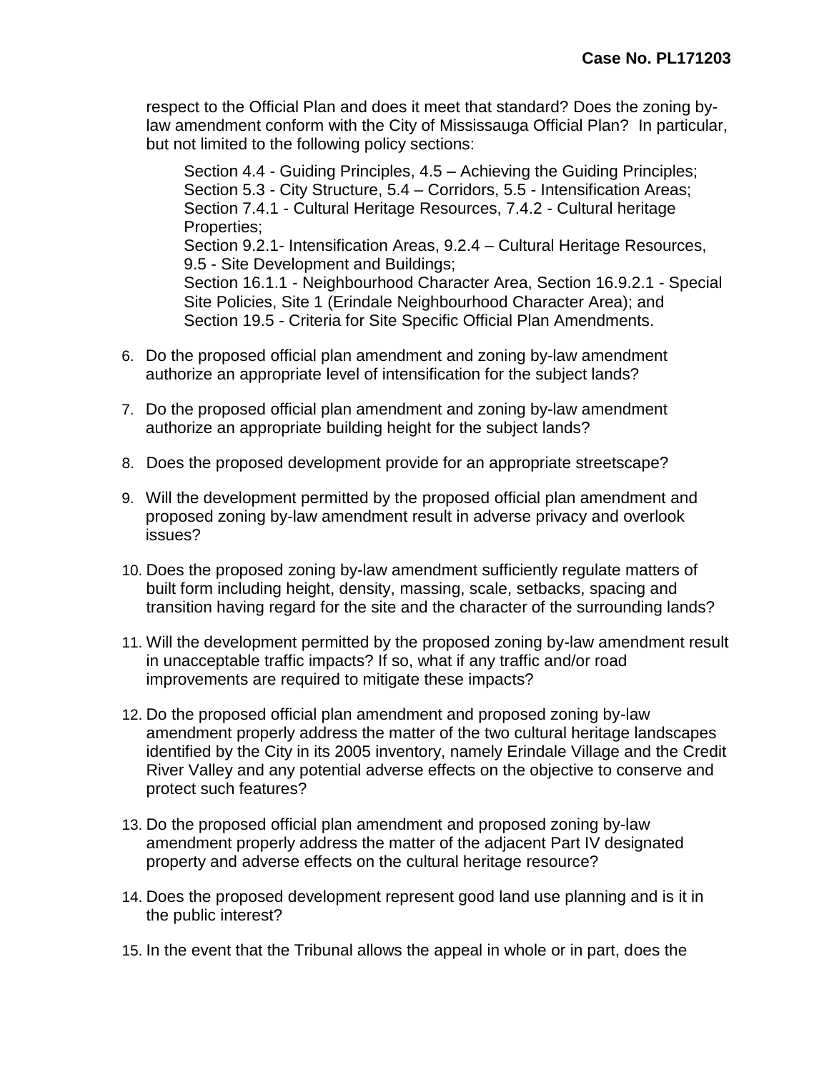respect to the Official Plan and does it meet that standard? Does the zoning by-law amendment conform with the City of Mississauga Official Plan? In particular, but not limited to the following policy sections:

> Section 4.4 - Guiding Principles, 4.5 – Achieving the Guiding Principles;
> Section 5.3 - City Structure, 5.4 – Corridors, 5.5 - Intensification Areas;
> Section 7.4.1 - Cultural Heritage Resources, 7.4.2 - Cultural heritage Properties;
> Section 9.2.1- Intensification Areas, 9.2.4 – Cultural Heritage Resources, 9.5 - Site Development and Buildings;
> Section 16.1.1 - Neighbourhood Character Area, Section 16.9.2.1 - Special Site Policies, Site 1 (Erindale Neighbourhood Character Area); and
> Section 19.5 - Criteria for Site Specific Official Plan Amendments.

6. Do the proposed official plan amendment and zoning by-law amendment authorize an appropriate level of intensification for the subject lands?

7. Do the proposed official plan amendment and zoning by-law amendment authorize an appropriate building height for the subject lands?

8. Does the proposed development provide for an appropriate streetscape?

9. Will the development permitted by the proposed official plan amendment and proposed zoning by-law amendment result in adverse privacy and overlook issues?

10. Does the proposed zoning by-law amendment sufficiently regulate matters of built form including height, density, massing, scale, setbacks, spacing and transition having regard for the site and the character of the surrounding lands?

11. Will the development permitted by the proposed zoning by-law amendment result in unacceptable traffic impacts? If so, what if any traffic and/or road improvements are required to mitigate these impacts?

12. Do the proposed official plan amendment and proposed zoning by-law amendment properly address the matter of the two cultural heritage landscapes identified by the City in its 2005 inventory, namely Erindale Village and the Credit River Valley and any potential adverse effects on the objective to conserve and protect such features?

13. Do the proposed official plan amendment and proposed zoning by-law amendment properly address the matter of the adjacent Part IV designated property and adverse effects on the cultural heritage resource?

14. Does the proposed development represent good land use planning and is it in the public interest?

15. In the event that the Tribunal allows the appeal in whole or in part, does the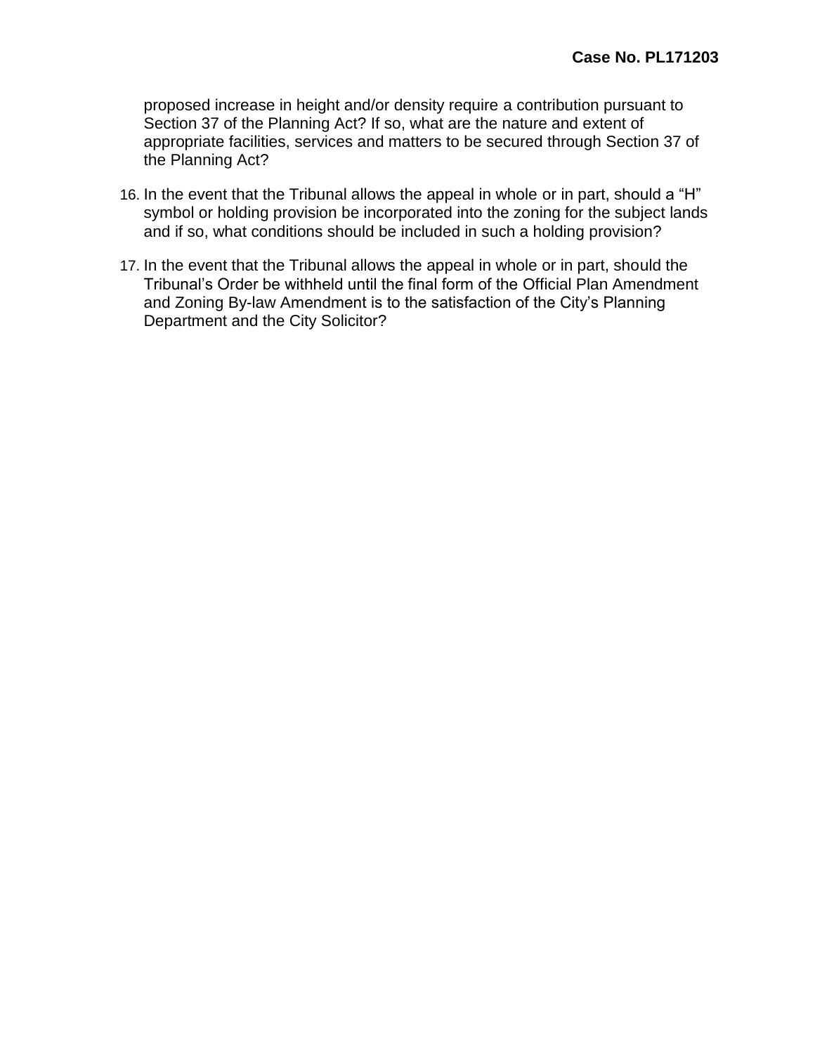proposed increase in height and/or density require a contribution pursuant to Section 37 of the Planning Act? If so, what are the nature and extent of appropriate facilities, services and matters to be secured through Section 37 of the Planning Act?

16. In the event that the Tribunal allows the appeal in whole or in part, should a “H” symbol or holding provision be incorporated into the zoning for the subject lands and if so, what conditions should be included in such a holding provision?

17. In the event that the Tribunal allows the appeal in whole or in part, should the Tribunal’s Order be withheld until the final form of the Official Plan Amendment and Zoning By-law Amendment is to the satisfaction of the City’s Planning Department and the City Solicitor?